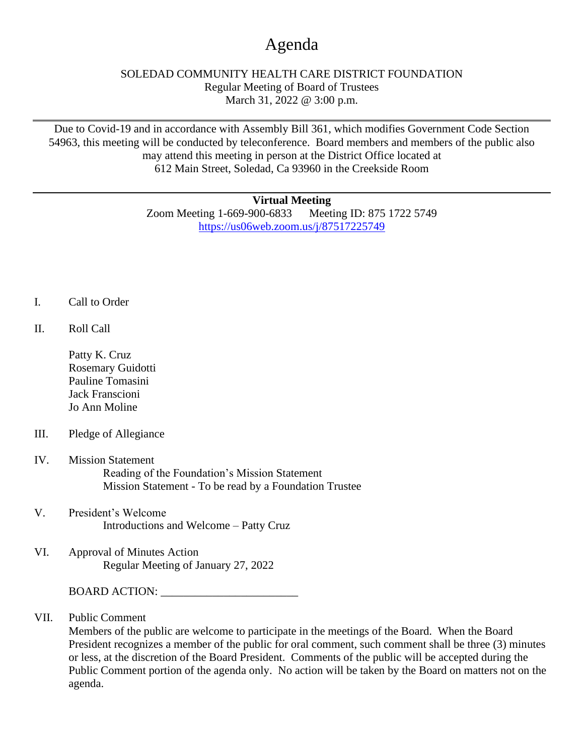# Agenda

SOLEDAD COMMUNITY HEALTH CARE DISTRICT FOUNDATION
Regular Meeting of Board of Trustees
March 31, 2022 @ 3:00 p.m.

---

Due to Covid-19 and in accordance with Assembly Bill 361, which modifies Government Code Section 54963, this meeting will be conducted by teleconference. Board members and members of the public also may attend this meeting in person at the District Office located at 612 Main Street, Soledad, Ca 93960 in the Creekside Room

---

**Virtual Meeting**
Zoom Meeting 1-669-900-6833 Meeting ID: 875 1722 5749
https://us06web.zoom.us/j/87517225749

I. Call to Order

II. Roll Call

Patty K. Cruz
Rosemary Guidotti
Pauline Tomasini
Jack Franscioni
Jo Ann Moline

III. Pledge of Allegiance

IV. Mission Statement
Reading of the Foundation's Mission Statement
Mission Statement - To be read by a Foundation Trustee

V. President's Welcome
Introductions and Welcome – Patty Cruz

VI. Approval of Minutes Action
Regular Meeting of January 27, 2022

BOARD ACTION: ________________________

VII. Public Comment
Members of the public are welcome to participate in the meetings of the Board. When the Board President recognizes a member of the public for oral comment, such comment shall be three (3) minutes or less, at the discretion of the Board President. Comments of the public will be accepted during the Public Comment portion of the agenda only. No action will be taken by the Board on matters not on the agenda.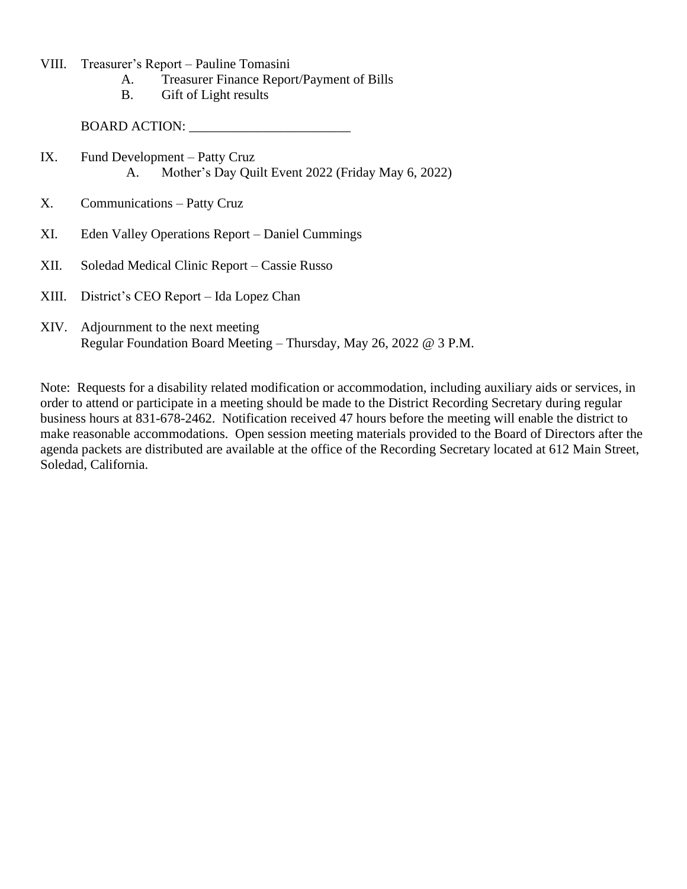VIII. Treasurer's Report – Pauline Tomasini

   A. Treasurer Finance Report/Payment of Bills
   B. Gift of Light results

   BOARD ACTION: ________________________

IX. Fund Development – Patty Cruz

   A. Mother's Day Quilt Event 2022 (Friday May 6, 2022)

X. Communications – Patty Cruz

XI. Eden Valley Operations Report – Daniel Cummings

XII. Soledad Medical Clinic Report – Cassie Russo

XIII. District's CEO Report – Ida Lopez Chan

XIV. Adjournment to the next meeting
   Regular Foundation Board Meeting – Thursday, May 26, 2022 @ 3 P.M.

Note: Requests for a disability related modification or accommodation, including auxiliary aids or services, in order to attend or participate in a meeting should be made to the District Recording Secretary during regular business hours at 831-678-2462. Notification received 47 hours before the meeting will enable the district to make reasonable accommodations. Open session meeting materials provided to the Board of Directors after the agenda packets are distributed are available at the office of the Recording Secretary located at 612 Main Street, Soledad, California.